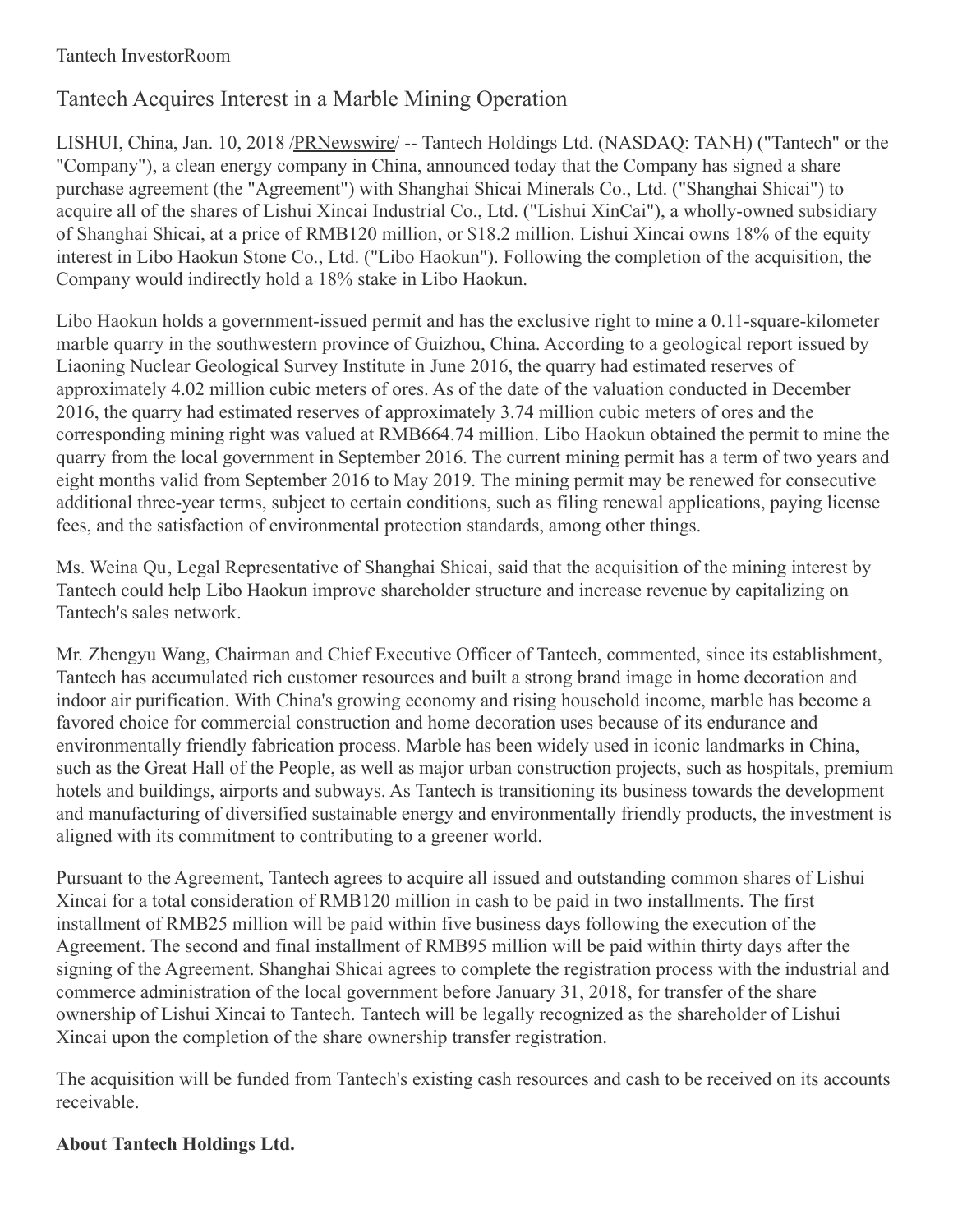Tantech InvestorRoom

# Tantech Acquires Interest in a Marble Mining Operation

LISHUI, China, Jan. 10, 2018 /PRNewswire/ -- Tantech Holdings Ltd. (NASDAQ: TANH) ("Tantech" or the "Company"), a clean energy company in China, announced today that the Company has signed a share purchase agreement (the "Agreement") with Shanghai Shicai Minerals Co., Ltd. ("Shanghai Shicai") to acquire all of the shares of Lishui Xincai Industrial Co., Ltd. ("Lishui XinCai"), a wholly-owned subsidiary of Shanghai Shicai, at a price of RMB120 million, or $18.2 million. Lishui Xincai owns 18% of the equity interest in Libo Haokun Stone Co., Ltd. ("Libo Haokun"). Following the completion of the acquisition, the Company would indirectly hold a 18% stake in Libo Haokun.

Libo Haokun holds a government-issued permit and has the exclusive right to mine a 0.11-square-kilometer marble quarry in the southwestern province of Guizhou, China. According to a geological report issued by Liaoning Nuclear Geological Survey Institute in June 2016, the quarry had estimated reserves of approximately 4.02 million cubic meters of ores. As of the date of the valuation conducted in December 2016, the quarry had estimated reserves of approximately 3.74 million cubic meters of ores and the corresponding mining right was valued at RMB664.74 million. Libo Haokun obtained the permit to mine the quarry from the local government in September 2016. The current mining permit has a term of two years and eight months valid from September 2016 to May 2019. The mining permit may be renewed for consecutive additional three-year terms, subject to certain conditions, such as filing renewal applications, paying license fees, and the satisfaction of environmental protection standards, among other things.

Ms. Weina Qu, Legal Representative of Shanghai Shicai, said that the acquisition of the mining interest by Tantech could help Libo Haokun improve shareholder structure and increase revenue by capitalizing on Tantech's sales network.

Mr. Zhengyu Wang, Chairman and Chief Executive Officer of Tantech, commented, since its establishment, Tantech has accumulated rich customer resources and built a strong brand image in home decoration and indoor air purification. With China's growing economy and rising household income, marble has become a favored choice for commercial construction and home decoration uses because of its endurance and environmentally friendly fabrication process. Marble has been widely used in iconic landmarks in China, such as the Great Hall of the People, as well as major urban construction projects, such as hospitals, premium hotels and buildings, airports and subways. As Tantech is transitioning its business towards the development and manufacturing of diversified sustainable energy and environmentally friendly products, the investment is aligned with its commitment to contributing to a greener world.

Pursuant to the Agreement, Tantech agrees to acquire all issued and outstanding common shares of Lishui Xincai for a total consideration of RMB120 million in cash to be paid in two installments. The first installment of RMB25 million will be paid within five business days following the execution of the Agreement. The second and final installment of RMB95 million will be paid within thirty days after the signing of the Agreement. Shanghai Shicai agrees to complete the registration process with the industrial and commerce administration of the local government before January 31, 2018, for transfer of the share ownership of Lishui Xincai to Tantech. Tantech will be legally recognized as the shareholder of Lishui Xincai upon the completion of the share ownership transfer registration.

The acquisition will be funded from Tantech's existing cash resources and cash to be received on its accounts receivable.

**About Tantech Holdings Ltd.**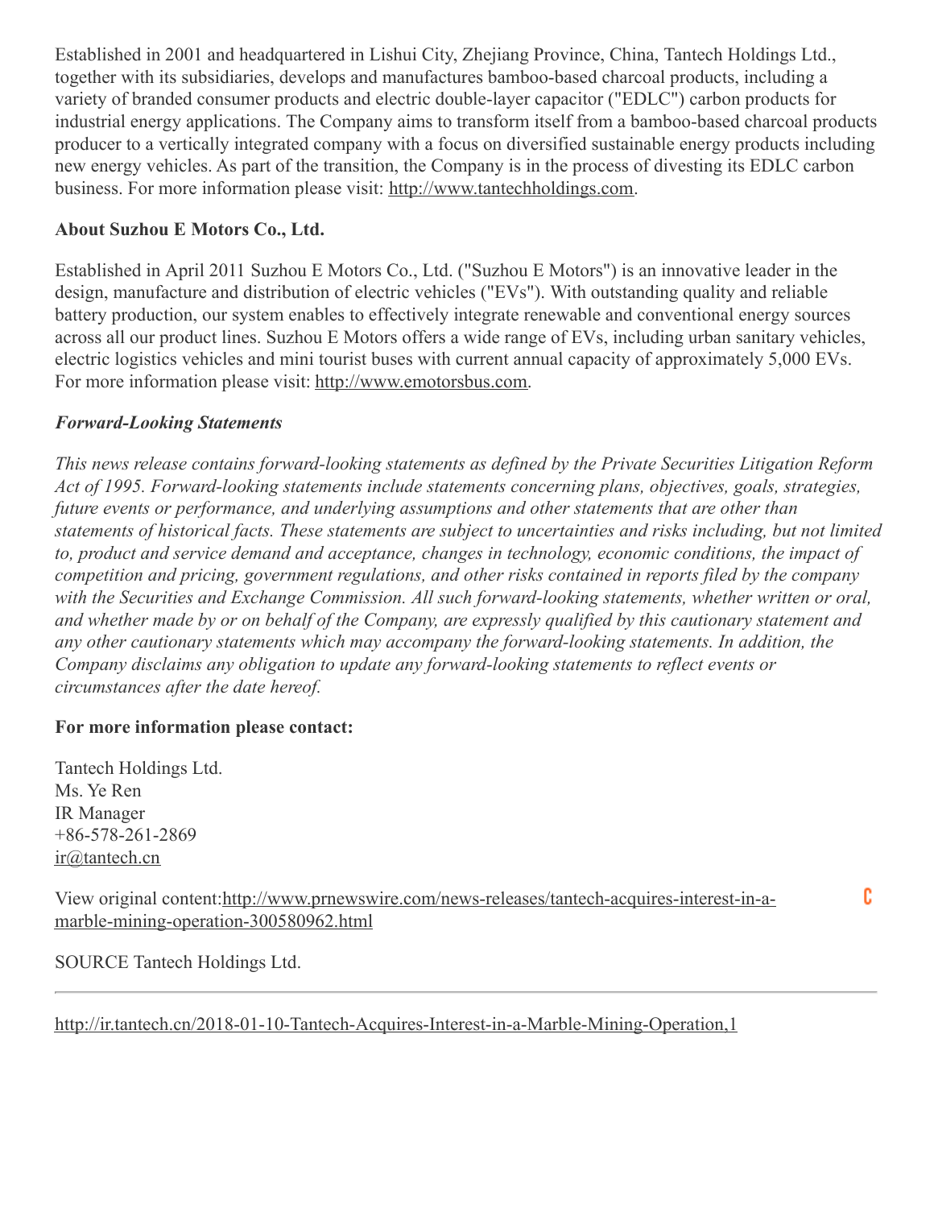Established in 2001 and headquartered in Lishui City, Zhejiang Province, China, Tantech Holdings Ltd., together with its subsidiaries, develops and manufactures bamboo-based charcoal products, including a variety of branded consumer products and electric double-layer capacitor ("EDLC") carbon products for industrial energy applications. The Company aims to transform itself from a bamboo-based charcoal products producer to a vertically integrated company with a focus on diversified sustainable energy products including new energy vehicles. As part of the transition, the Company is in the process of divesting its EDLC carbon business. For more information please visit: http://www.tantechholdings.com.

**About Suzhou E Motors Co., Ltd.**

Established in April 2011 Suzhou E Motors Co., Ltd. ("Suzhou E Motors") is an innovative leader in the design, manufacture and distribution of electric vehicles ("EVs"). With outstanding quality and reliable battery production, our system enables to effectively integrate renewable and conventional energy sources across all our product lines. Suzhou E Motors offers a wide range of EVs, including urban sanitary vehicles, electric logistics vehicles and mini tourist buses with current annual capacity of approximately 5,000 EVs. For more information please visit: http://www.emotorsbus.com.

***Forward-Looking Statements***

*This news release contains forward-looking statements as defined by the Private Securities Litigation Reform Act of 1995. Forward-looking statements include statements concerning plans, objectives, goals, strategies, future events or performance, and underlying assumptions and other statements that are other than statements of historical facts. These statements are subject to uncertainties and risks including, but not limited to, product and service demand and acceptance, changes in technology, economic conditions, the impact of competition and pricing, government regulations, and other risks contained in reports filed by the company with the Securities and Exchange Commission. All such forward-looking statements, whether written or oral, and whether made by or on behalf of the Company, are expressly qualified by this cautionary statement and any other cautionary statements which may accompany the forward-looking statements. In addition, the Company disclaims any obligation to update any forward-looking statements to reflect events or circumstances after the date hereof.*

**For more information please contact:**

Tantech Holdings Ltd.
Ms. Ye Ren
IR Manager
+86-578-261-2869
ir@tantech.cn

View original content:http://www.prnewswire.com/news-releases/tantech-acquires-interest-in-a-marble-mining-operation-300580962.html

SOURCE Tantech Holdings Ltd.

---

http://ir.tantech.cn/2018-01-10-Tantech-Acquires-Interest-in-a-Marble-Mining-Operation,1